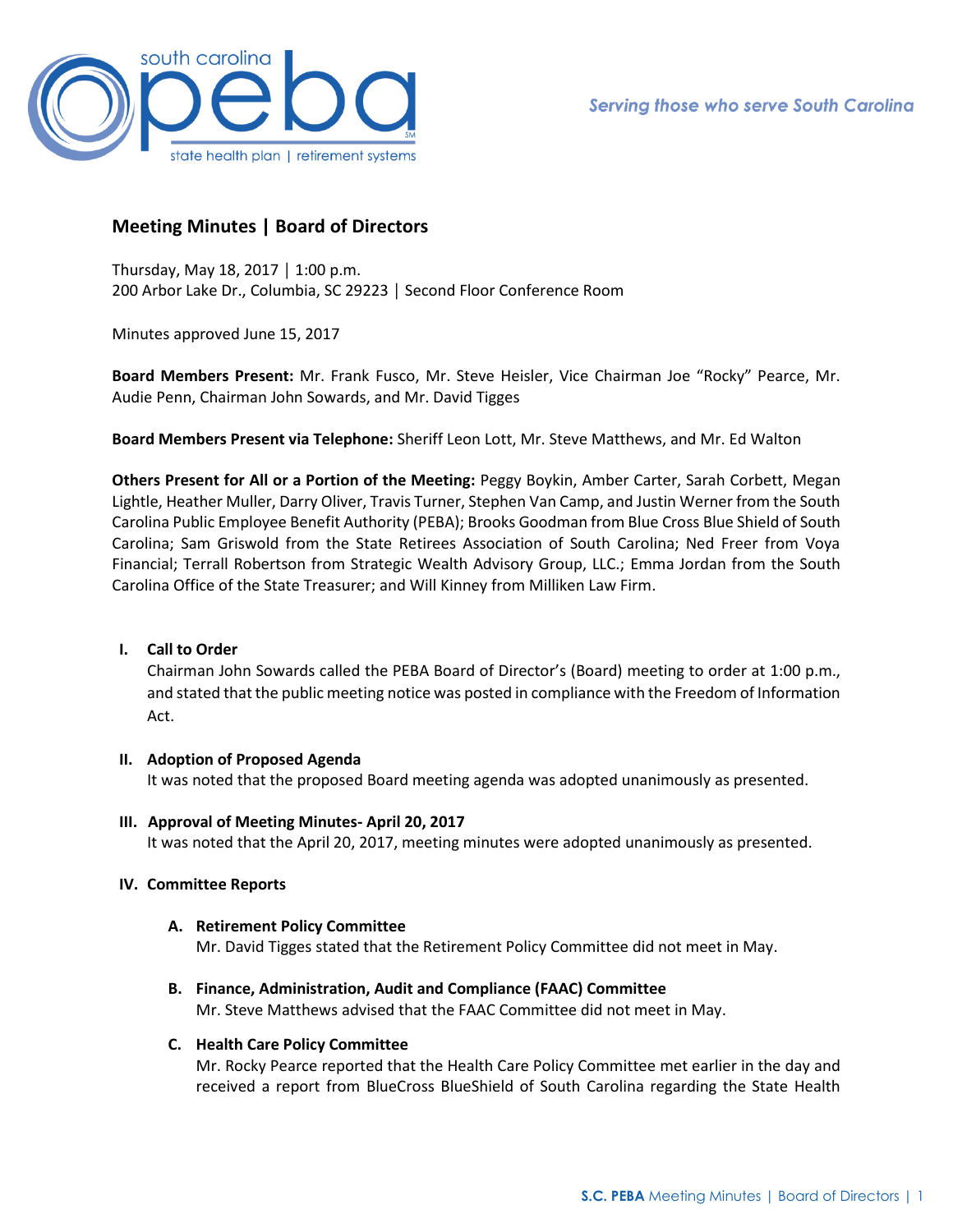# Meeting Minutes | Board of Directors

Thursday, May 18, 2017 │ 1:00 p.m.
200 Arbor Lake Dr., Columbia, SC 29223 │ Second Floor Conference Room

Minutes approved June 15, 2017

**Board Members Present:** Mr. Frank Fusco, Mr. Steve Heisler, Vice Chairman Joe "Rocky" Pearce, Mr. Audie Penn, Chairman John Sowards, and Mr. David Tigges

**Board Members Present via Telephone:** Sheriff Leon Lott, Mr. Steve Matthews, and Mr. Ed Walton

**Others Present for All or a Portion of the Meeting:** Peggy Boykin, Amber Carter, Sarah Corbett, Megan Lightle, Heather Muller, Darry Oliver, Travis Turner, Stephen Van Camp, and Justin Werner from the South Carolina Public Employee Benefit Authority (PEBA); Brooks Goodman from Blue Cross Blue Shield of South Carolina; Sam Griswold from the State Retirees Association of South Carolina; Ned Freer from Voya Financial; Terrall Robertson from Strategic Wealth Advisory Group, LLC.; Emma Jordan from the South Carolina Office of the State Treasurer; and Will Kinney from Milliken Law Firm.

## I. Call to Order

Chairman John Sowards called the PEBA Board of Director's (Board) meeting to order at 1:00 p.m., and stated that the public meeting notice was posted in compliance with the Freedom of Information Act.

## II. Adoption of Proposed Agenda

It was noted that the proposed Board meeting agenda was adopted unanimously as presented.

## III. Approval of Meeting Minutes- April 20, 2017

It was noted that the April 20, 2017, meeting minutes were adopted unanimously as presented.

## IV. Committee Reports

### A. Retirement Policy Committee

Mr. David Tigges stated that the Retirement Policy Committee did not meet in May.

### B. Finance, Administration, Audit and Compliance (FAAC) Committee

Mr. Steve Matthews advised that the FAAC Committee did not meet in May.

### C. Health Care Policy Committee

Mr. Rocky Pearce reported that the Health Care Policy Committee met earlier in the day and received a report from BlueCross BlueShield of South Carolina regarding the State Health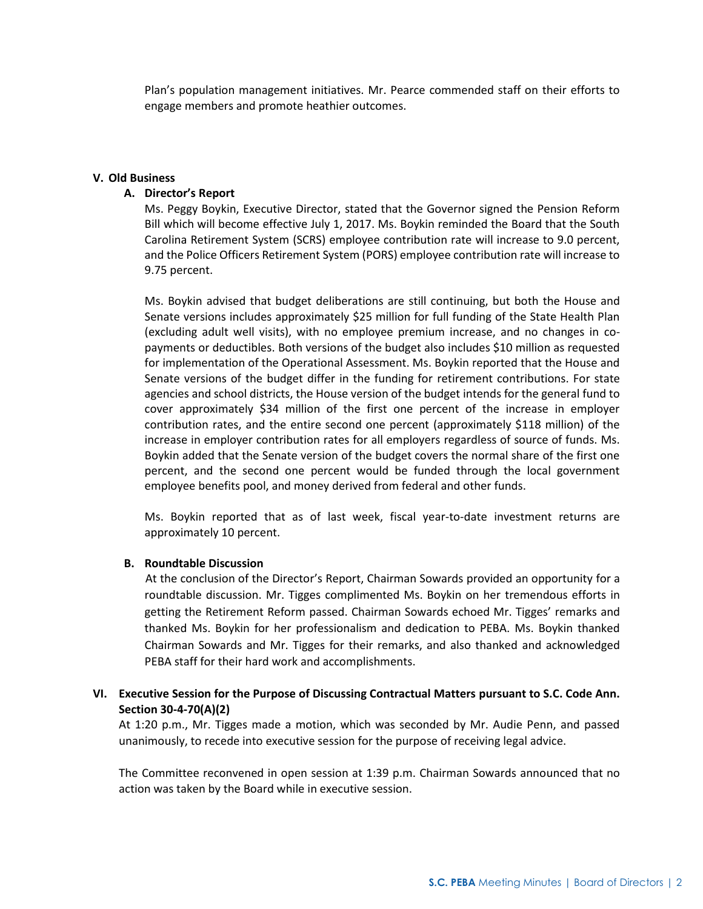Plan's population management initiatives. Mr. Pearce commended staff on their efforts to engage members and promote heathier outcomes.

## V. Old Business

### A. Director's Report

Ms. Peggy Boykin, Executive Director, stated that the Governor signed the Pension Reform Bill which will become effective July 1, 2017. Ms. Boykin reminded the Board that the South Carolina Retirement System (SCRS) employee contribution rate will increase to 9.0 percent, and the Police Officers Retirement System (PORS) employee contribution rate will increase to 9.75 percent.

Ms. Boykin advised that budget deliberations are still continuing, but both the House and Senate versions includes approximately $25 million for full funding of the State Health Plan (excluding adult well visits), with no employee premium increase, and no changes in co-payments or deductibles. Both versions of the budget also includes $10 million as requested for implementation of the Operational Assessment. Ms. Boykin reported that the House and Senate versions of the budget differ in the funding for retirement contributions. For state agencies and school districts, the House version of the budget intends for the general fund to cover approximately $34 million of the first one percent of the increase in employer contribution rates, and the entire second one percent (approximately $118 million) of the increase in employer contribution rates for all employers regardless of source of funds. Ms. Boykin added that the Senate version of the budget covers the normal share of the first one percent, and the second one percent would be funded through the local government employee benefits pool, and money derived from federal and other funds.

Ms. Boykin reported that as of last week, fiscal year-to-date investment returns are approximately 10 percent.

### B. Roundtable Discussion

At the conclusion of the Director's Report, Chairman Sowards provided an opportunity for a roundtable discussion. Mr. Tigges complimented Ms. Boykin on her tremendous efforts in getting the Retirement Reform passed. Chairman Sowards echoed Mr. Tigges' remarks and thanked Ms. Boykin for her professionalism and dedication to PEBA. Ms. Boykin thanked Chairman Sowards and Mr. Tigges for their remarks, and also thanked and acknowledged PEBA staff for their hard work and accomplishments.

## VI. Executive Session for the Purpose of Discussing Contractual Matters pursuant to S.C. Code Ann. Section 30-4-70(A)(2)

At 1:20 p.m., Mr. Tigges made a motion, which was seconded by Mr. Audie Penn, and passed unanimously, to recede into executive session for the purpose of receiving legal advice.

The Committee reconvened in open session at 1:39 p.m. Chairman Sowards announced that no action was taken by the Board while in executive session.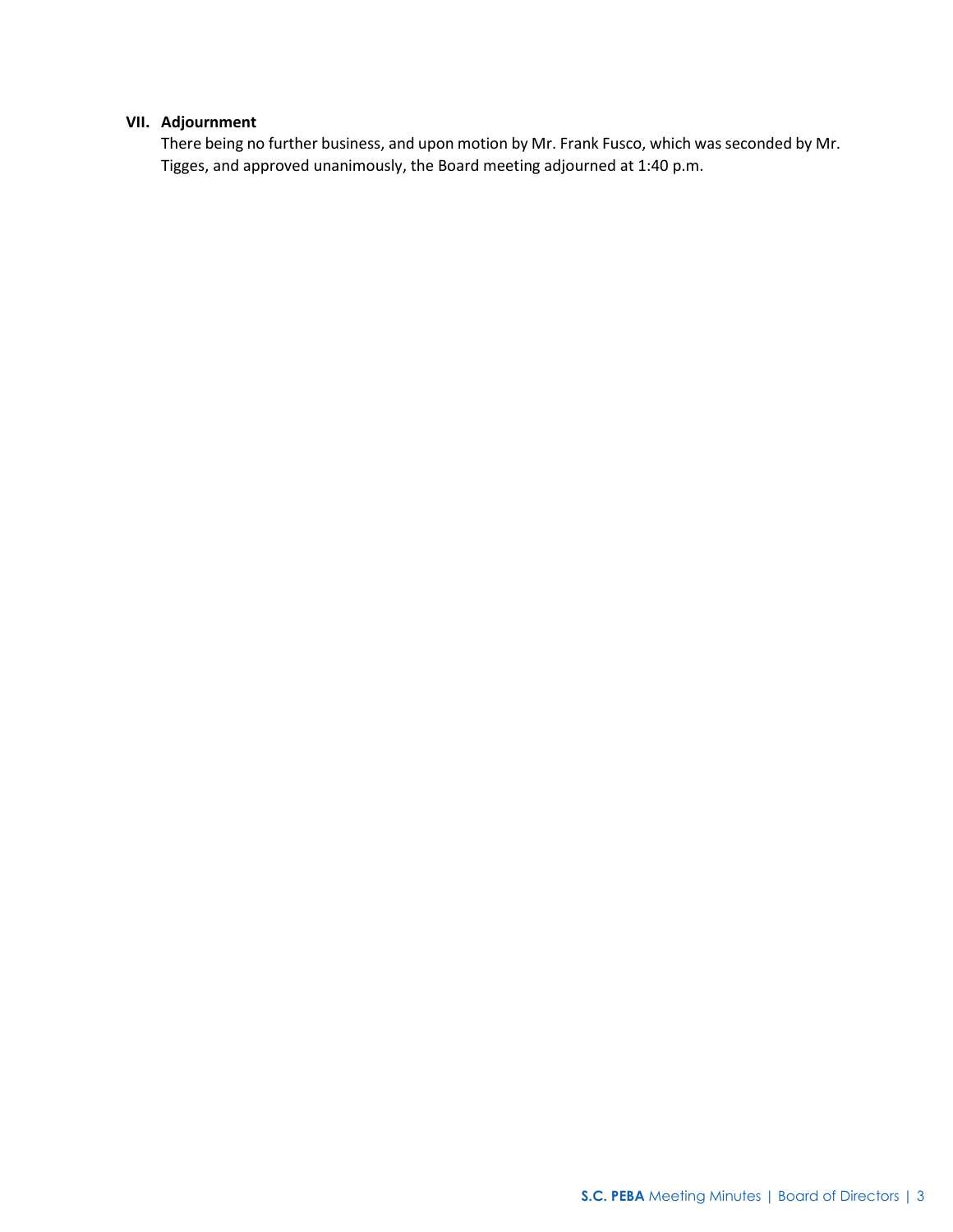## VII. Adjournment

There being no further business, and upon motion by Mr. Frank Fusco, which was seconded by Mr. Tigges, and approved unanimously, the Board meeting adjourned at 1:40 p.m.